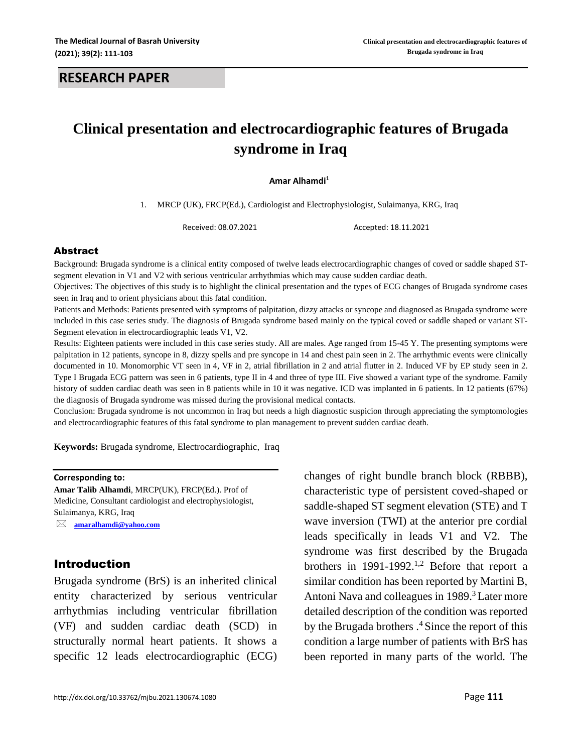RESEARCH PAPER

# Clinical presentation and electrocardiographic features of Brugada syndrome in Iraq

**Amar Alhamdi[1]**

1. MRCP (UK), FRCP(Ed.), Cardiologist and Electrophysiologist, Sulaimanya, KRG, Iraq

Received: 08.07.2021 Accepted: 18.11.2021

## Abstract

Background: Brugada syndrome is a clinical entity composed of twelve leads electrocardiographic changes of coved or saddle shaped ST-segment elevation in V1 and V2 with serious ventricular arrhythmias which may cause sudden cardiac death.

Objectives: The objectives of this study is to highlight the clinical presentation and the types of ECG changes of Brugada syndrome cases seen in Iraq and to orient physicians about this fatal condition.

Patients and Methods: Patients presented with symptoms of palpitation, dizzy attacks or syncope and diagnosed as Brugada syndrome were included in this case series study. The diagnosis of Brugada syndrome based mainly on the typical coved or saddle shaped or variant ST-Segment elevation in electrocardiographic leads V1, V2.

Results: Eighteen patients were included in this case series study. All are males. Age ranged from 15-45 Y. The presenting symptoms were palpitation in 12 patients, syncope in 8, dizzy spells and pre syncope in 14 and chest pain seen in 2. The arrhythmic events were clinically documented in 10. Monomorphic VT seen in 4, VF in 2, atrial fibrillation in 2 and atrial flutter in 2. Induced VF by EP study seen in 2. Type I Brugada ECG pattern was seen in 6 patients, type II in 4 and three of type III. Five showed a variant type of the syndrome. Family history of sudden cardiac death was seen in 8 patients while in 10 it was negative. ICD was implanted in 6 patients. In 12 patients (67%) the diagnosis of Brugada syndrome was missed during the provisional medical contacts.

Conclusion: Brugada syndrome is not uncommon in Iraq but needs a high diagnostic suspicion through appreciating the symptomologies and electrocardiographic features of this fatal syndrome to plan management to prevent sudden cardiac death.

**Keywords:** Brugada syndrome, Electrocardiographic, Iraq

**Corresponding to:**
**Amar Talib Alhamdi**, MRCP(UK), FRCP(Ed.). Prof of Medicine, Consultant cardiologist and electrophysiologist, Sulaimanya, KRG, Iraq
amaralhamdi@yahoo.com

## Introduction

Brugada syndrome (BrS) is an inherited clinical entity characterized by serious ventricular arrhythmias including ventricular fibrillation (VF) and sudden cardiac death (SCD) in structurally normal heart patients. It shows a specific 12 leads electrocardiographic (ECG) changes of right bundle branch block (RBBB), characteristic type of persistent coved-shaped or saddle-shaped ST segment elevation (STE) and T wave inversion (TWI) at the anterior pre cordial leads specifically in leads V1 and V2. The syndrome was first described by the Brugada brothers in 1991-1992.[1,2] Before that report a similar condition has been reported by Martini B, Antoni Nava and colleagues in 1989.[3] Later more detailed description of the condition was reported by the Brugada brothers .[4] Since the report of this condition a large number of patients with BrS has been reported in many parts of the world. The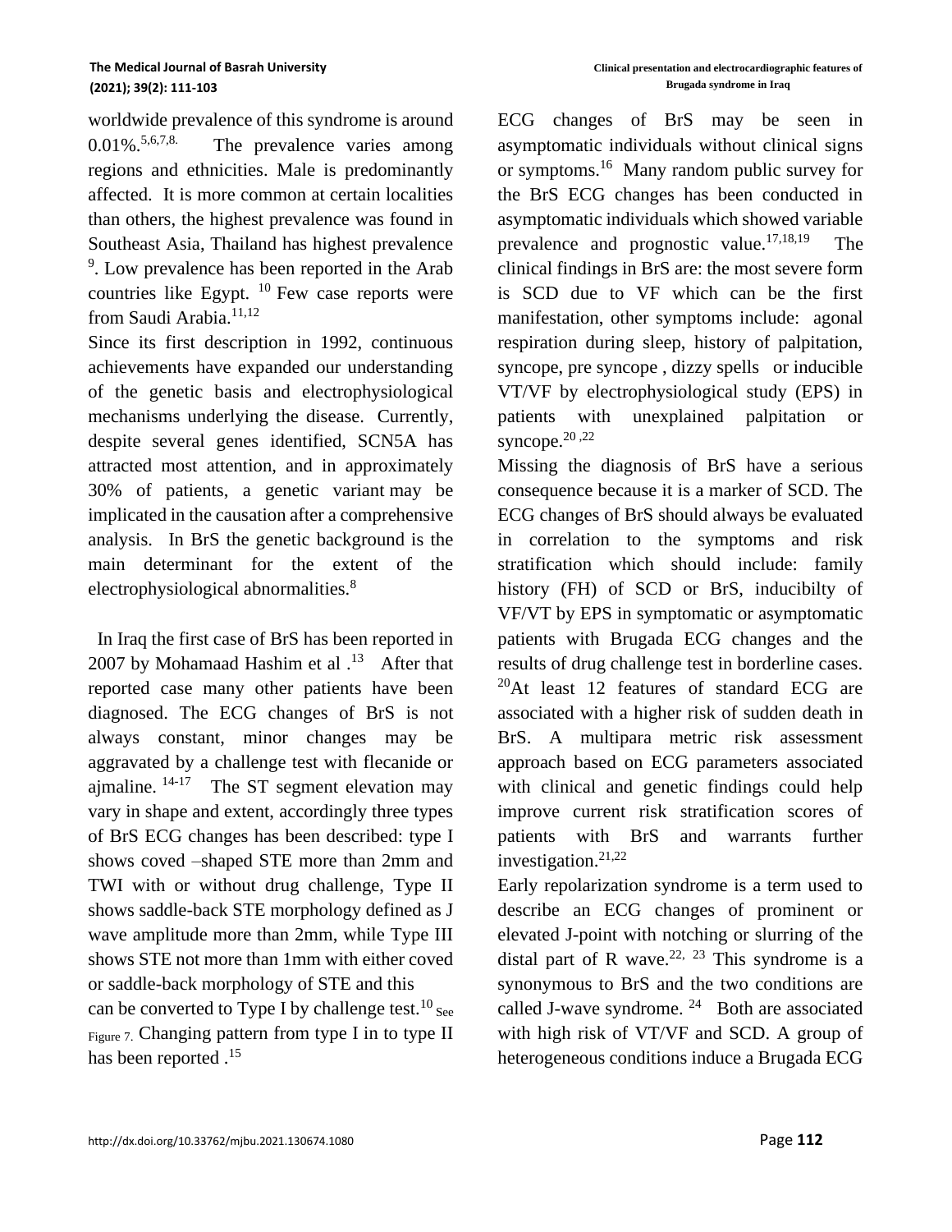worldwide prevalence of this syndrome is around 0.01%.[5,6,7,8.] The prevalence varies among regions and ethnicities. Male is predominantly affected. It is more common at certain localities than others, the highest prevalence was found in Southeast Asia, Thailand has highest prevalence [9]. Low prevalence has been reported in the Arab countries like Egypt. [10] Few case reports were from Saudi Arabia.[11,12]

Since its first description in 1992, continuous achievements have expanded our understanding of the genetic basis and electrophysiological mechanisms underlying the disease. Currently, despite several genes identified, SCN5A has attracted most attention, and in approximately 30% of patients, a genetic variant may be implicated in the causation after a comprehensive analysis. In BrS the genetic background is the main determinant for the extent of the electrophysiological abnormalities.[8]

In Iraq the first case of BrS has been reported in 2007 by Mohamaad Hashim et al .[13] After that reported case many other patients have been diagnosed. The ECG changes of BrS is not always constant, minor changes may be aggravated by a challenge test with flecanide or ajmaline. [14-17] The ST segment elevation may vary in shape and extent, accordingly three types of BrS ECG changes has been described: type I shows coved –shaped STE more than 2mm and TWI with or without drug challenge, Type II shows saddle-back STE morphology defined as J wave amplitude more than 2mm, while Type III shows STE not more than 1mm with either coved or saddle-back morphology of STE and this can be converted to Type I by challenge test.[10] See Figure 7. Changing pattern from type I in to type II has been reported .[15]

ECG changes of BrS may be seen in asymptomatic individuals without clinical signs or symptoms.[16] Many random public survey for the BrS ECG changes has been conducted in asymptomatic individuals which showed variable prevalence and prognostic value.[17,18,19] The clinical findings in BrS are: the most severe form is SCD due to VF which can be the first manifestation, other symptoms include: agonal respiration during sleep, history of palpitation, syncope, pre syncope , dizzy spells or inducible VT/VF by electrophysiological study (EPS) in patients with unexplained palpitation or syncope.[20 ,22]

Missing the diagnosis of BrS have a serious consequence because it is a marker of SCD. The ECG changes of BrS should always be evaluated in correlation to the symptoms and risk stratification which should include: family history (FH) of SCD or BrS, inducibilty of VF/VT by EPS in symptomatic or asymptomatic patients with Brugada ECG changes and the results of drug challenge test in borderline cases. [20]At least 12 features of standard ECG are associated with a higher risk of sudden death in BrS. A multipara metric risk assessment approach based on ECG parameters associated with clinical and genetic findings could help improve current risk stratification scores of patients with BrS and warrants further investigation.[21,22]

Early repolarization syndrome is a term used to describe an ECG changes of prominent or elevated J-point with notching or slurring of the distal part of R wave.[22, 23] This syndrome is a synonymous to BrS and the two conditions are called J-wave syndrome. [24] Both are associated with high risk of VT/VF and SCD. A group of heterogeneous conditions induce a Brugada ECG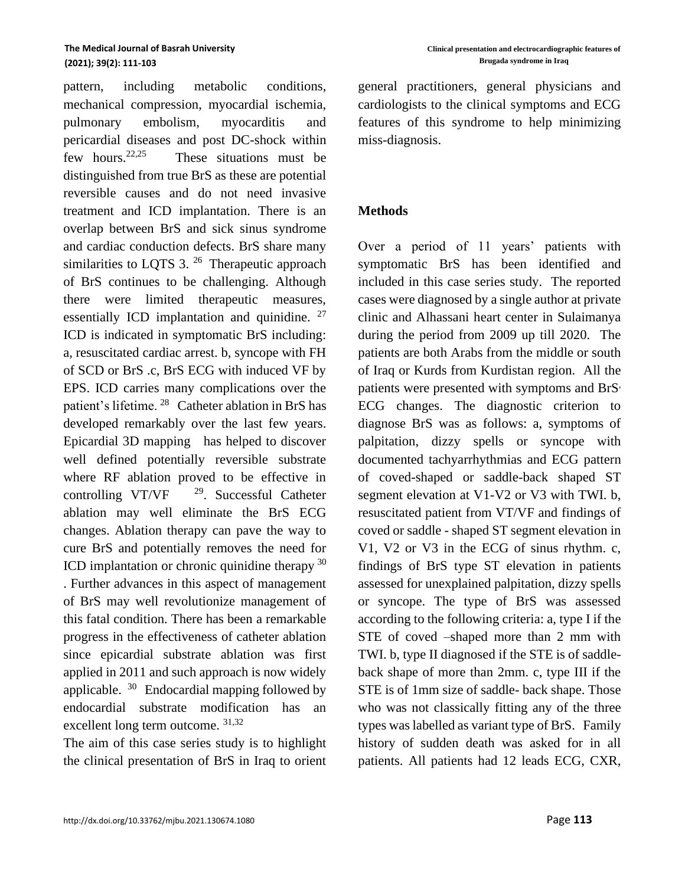pattern, including metabolic conditions, mechanical compression, myocardial ischemia, pulmonary embolism, myocarditis and pericardial diseases and post DC-shock within few hours.[22,25] These situations must be distinguished from true BrS as these are potential reversible causes and do not need invasive treatment and ICD implantation. There is an overlap between BrS and sick sinus syndrome and cardiac conduction defects. BrS share many similarities to LQTS 3. [26] Therapeutic approach of BrS continues to be challenging. Although there were limited therapeutic measures, essentially ICD implantation and quinidine. [27] ICD is indicated in symptomatic BrS including: a, resuscitated cardiac arrest. b, syncope with FH of SCD or BrS .c, BrS ECG with induced VF by EPS. ICD carries many complications over the patient's lifetime. [28] Catheter ablation in BrS has developed remarkably over the last few years. Epicardial 3D mapping has helped to discover well defined potentially reversible substrate where RF ablation proved to be effective in controlling VT/VF [29]. Successful Catheter ablation may well eliminate the BrS ECG changes. Ablation therapy can pave the way to cure BrS and potentially removes the need for ICD implantation or chronic quinidine therapy [30]. Further advances in this aspect of management of BrS may well revolutionize management of this fatal condition. There has been a remarkable progress in the effectiveness of catheter ablation since epicardial substrate ablation was first applied in 2011 and such approach is now widely applicable. [30] Endocardial mapping followed by endocardial substrate modification has an excellent long term outcome. [31,32]

The aim of this case series study is to highlight the clinical presentation of BrS in Iraq to orient general practitioners, general physicians and cardiologists to the clinical symptoms and ECG features of this syndrome to help minimizing miss-diagnosis.

## Methods

Over a period of 11 years' patients with symptomatic BrS has been identified and included in this case series study. The reported cases were diagnosed by a single author at private clinic and Alhassani heart center in Sulaimanya during the period from 2009 up till 2020. The patients are both Arabs from the middle or south of Iraq or Kurds from Kurdistan region. All the patients were presented with symptoms and BrS' ECG changes. The diagnostic criterion to diagnose BrS was as follows: a, symptoms of palpitation, dizzy spells or syncope with documented tachyarrhythmias and ECG pattern of coved-shaped or saddle-back shaped ST segment elevation at V1-V2 or V3 with TWI. b, resuscitated patient from VT/VF and findings of coved or saddle - shaped ST segment elevation in V1, V2 or V3 in the ECG of sinus rhythm. c, findings of BrS type ST elevation in patients assessed for unexplained palpitation, dizzy spells or syncope. The type of BrS was assessed according to the following criteria: a, type I if the STE of coved –shaped more than 2 mm with TWI. b, type II diagnosed if the STE is of saddle-back shape of more than 2mm. c, type III if the STE is of 1mm size of saddle- back shape. Those who was not classically fitting any of the three types was labelled as variant type of BrS. Family history of sudden death was asked for in all patients. All patients had 12 leads ECG, CXR,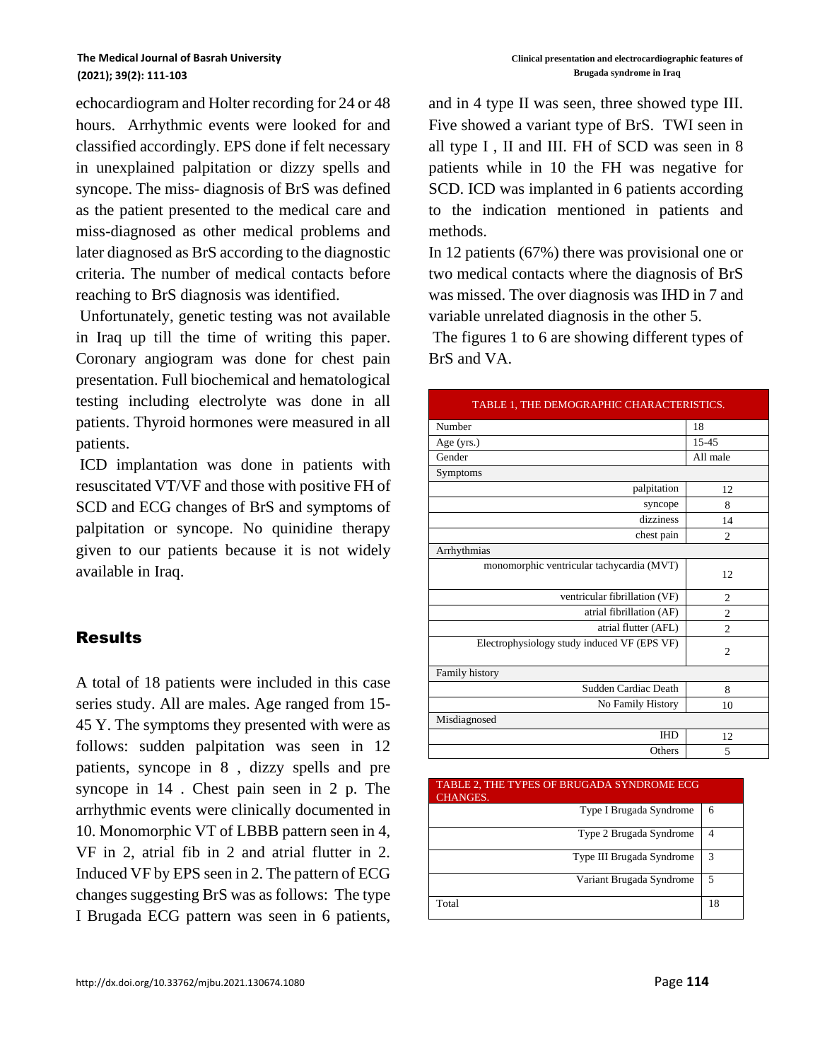echocardiogram and Holter recording for 24 or 48 hours. Arrhythmic events were looked for and classified accordingly. EPS done if felt necessary in unexplained palpitation or dizzy spells and syncope. The miss- diagnosis of BrS was defined as the patient presented to the medical care and miss-diagnosed as other medical problems and later diagnosed as BrS according to the diagnostic criteria. The number of medical contacts before reaching to BrS diagnosis was identified.

Unfortunately, genetic testing was not available in Iraq up till the time of writing this paper. Coronary angiogram was done for chest pain presentation. Full biochemical and hematological testing including electrolyte was done in all patients. Thyroid hormones were measured in all patients.

ICD implantation was done in patients with resuscitated VT/VF and those with positive FH of SCD and ECG changes of BrS and symptoms of palpitation or syncope. No quinidine therapy given to our patients because it is not widely available in Iraq.

## Results

A total of 18 patients were included in this case series study. All are males. Age ranged from 15-45 Y. The symptoms they presented with were as follows: sudden palpitation was seen in 12 patients, syncope in 8 , dizzy spells and pre syncope in 14 . Chest pain seen in 2 p. The arrhythmic events were clinically documented in 10. Monomorphic VT of LBBB pattern seen in 4, VF in 2, atrial fib in 2 and atrial flutter in 2. Induced VF by EPS seen in 2. The pattern of ECG changes suggesting BrS was as follows: The type I Brugada ECG pattern was seen in 6 patients, and in 4 type II was seen, three showed type III. Five showed a variant type of BrS. TWI seen in all type I , II and III. FH of SCD was seen in 8 patients while in 10 the FH was negative for SCD. ICD was implanted in 6 patients according to the indication mentioned in patients and methods.

In 12 patients (67%) there was provisional one or two medical contacts where the diagnosis of BrS was missed. The over diagnosis was IHD in 7 and variable unrelated diagnosis in the other 5.

The figures 1 to 6 are showing different types of BrS and VA.

| TABLE 1, THE DEMOGRAPHIC CHARACTERISTICS. | |
|---|---|
| Number | 18 |
| Age (yrs.) | 15-45 |
| Gender | All male |
| Symptoms | |
| palpitation | 12 |
| syncope | 8 |
| dizziness | 14 |
| chest pain | 2 |
| Arrhythmias | |
| monomorphic ventricular tachycardia (MVT) | 12 |
| ventricular fibrillation (VF) | 2 |
| atrial fibrillation (AF) | 2 |
| atrial flutter (AFL) | 2 |
| Electrophysiology study induced VF (EPS VF) | 2 |
| Family history | |
| Sudden Cardiac Death | 8 |
| No Family History | 10 |
| Misdiagnosed | |
| IHD | 12 |
| Others | 5 |

| TABLE 2, THE TYPES OF BRUGADA SYNDROME ECG CHANGES. | |
|---|---|
| Type I Brugada Syndrome | 6 |
| Type 2 Brugada Syndrome | 4 |
| Type III Brugada Syndrome | 3 |
| Variant Brugada Syndrome | 5 |
| Total | 18 |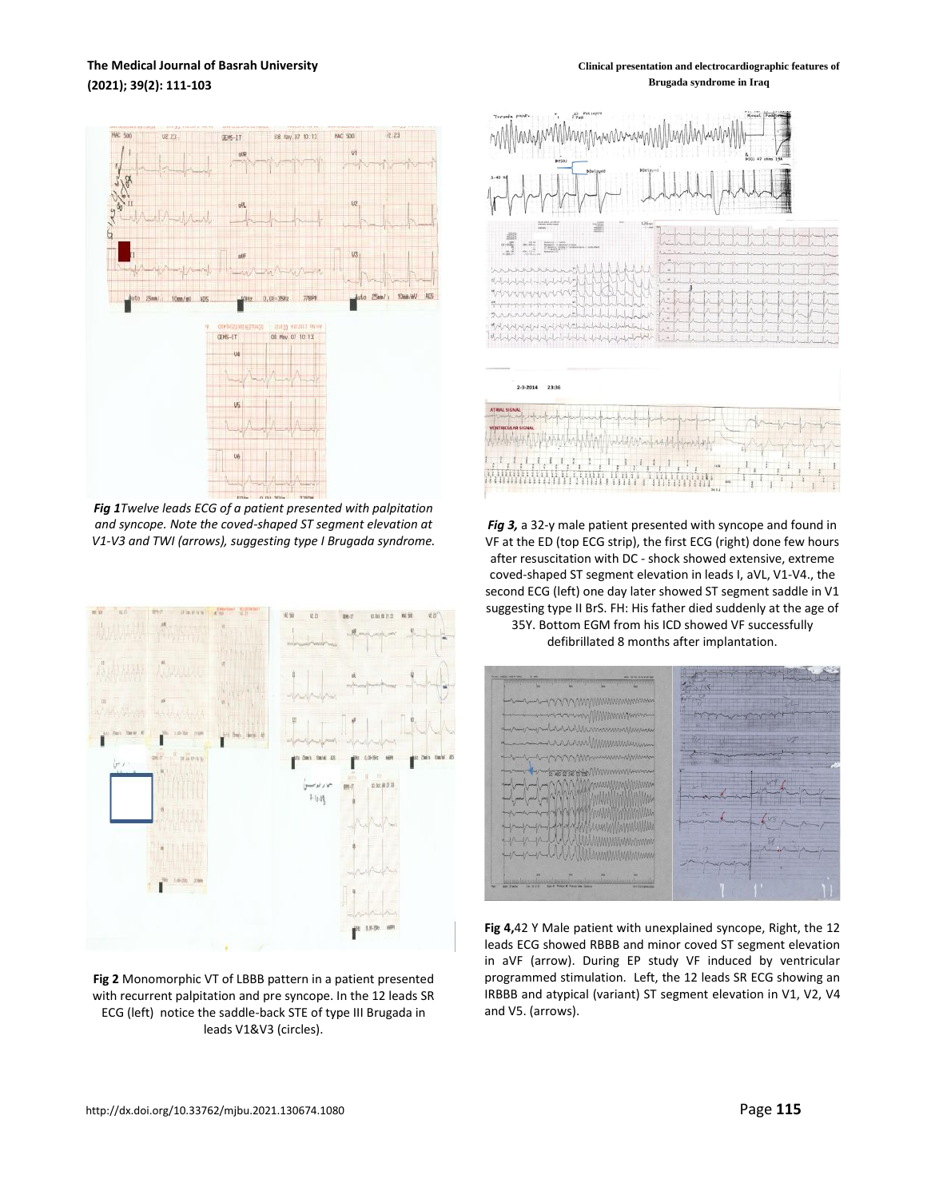***Fig 1****Twelve leads ECG of a patient presented with palpitation and syncope. Note the coved-shaped ST segment elevation at V1-V3 and TWI (arrows), suggesting type I Brugada syndrome.*

**Fig 2** Monomorphic VT of LBBB pattern in a patient presented with recurrent palpitation and pre syncope. In the 12 leads SR ECG (left) notice the saddle-back STE of type III Brugada in leads V1&V3 (circles).

***Fig 3,*** a 32-y male patient presented with syncope and found in VF at the ED (top ECG strip), the first ECG (right) done few hours after resuscitation with DC - shock showed extensive, extreme coved-shaped ST segment elevation in leads I, aVL, V1-V4., the second ECG (left) one day later showed ST segment saddle in V1 suggesting type II BrS. FH: His father died suddenly at the age of 35Y. Bottom EGM from his ICD showed VF successfully defibrillated 8 months after implantation.

**Fig 4,**42 Y Male patient with unexplained syncope, Right, the 12 leads ECG showed RBBB and minor coved ST segment elevation in aVF (arrow). During EP study VF induced by ventricular programmed stimulation. Left, the 12 leads SR ECG showing an IRBBB and atypical (variant) ST segment elevation in V1, V2, V4 and V5. (arrows).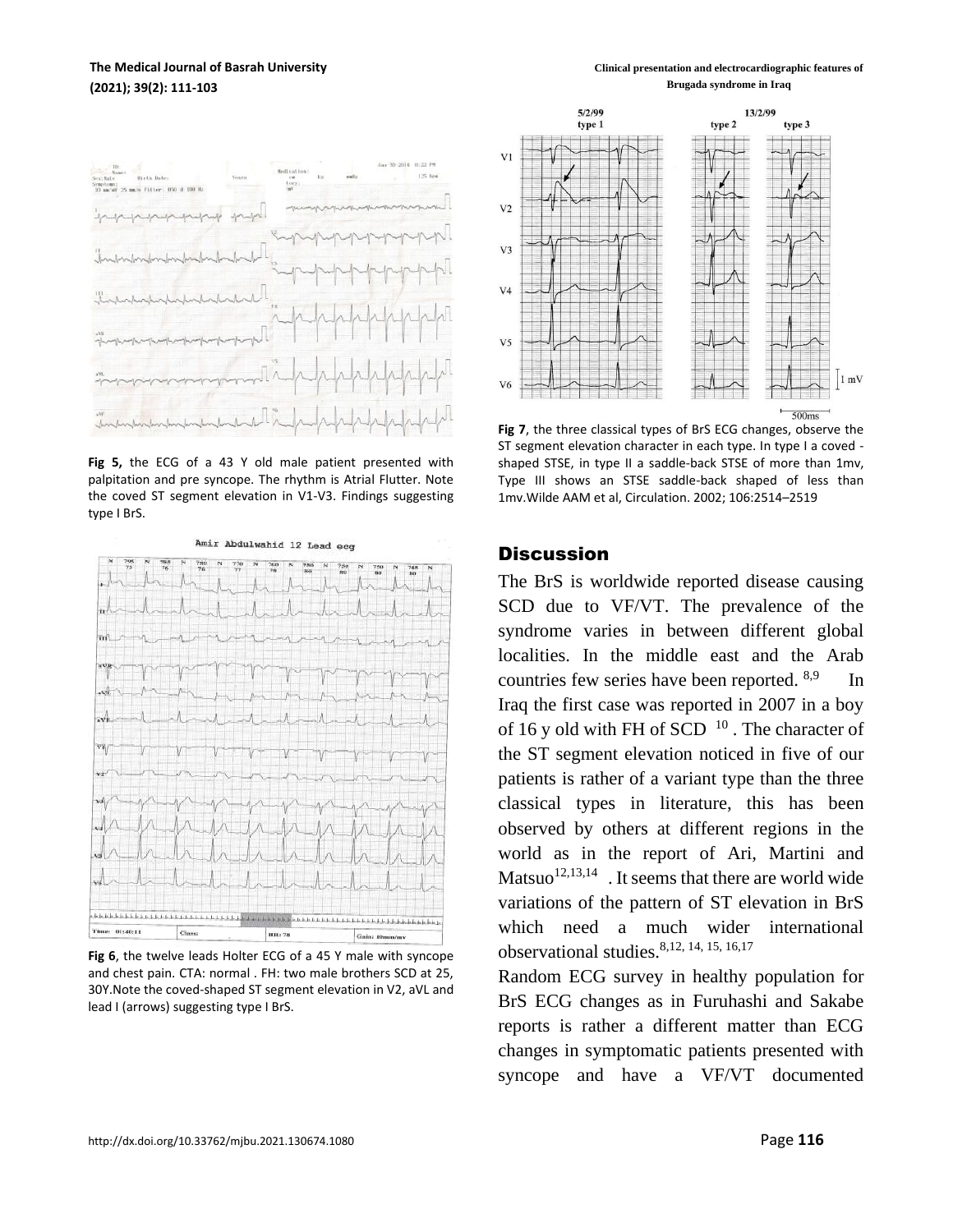**Fig 5,** the ECG of a 43 Y old male patient presented with palpitation and pre syncope. The rhythm is Atrial Flutter. Note the coved ST segment elevation in V1-V3. Findings suggesting type I BrS.

**Fig 6**, the twelve leads Holter ECG of a 45 Y male with syncope and chest pain. CTA: normal . FH: two male brothers SCD at 25, 30Y.Note the coved-shaped ST segment elevation in V2, aVL and lead I (arrows) suggesting type I BrS.

**Fig 7**, the three classical types of BrS ECG changes, observe the ST segment elevation character in each type. In type I a coved - shaped STSE, in type II a saddle-back STSE of more than 1mv, Type III shows an STSE saddle-back shaped of less than 1mv.Wilde AAM et al, Circulation. 2002; 106:2514–2519

## Discussion

The BrS is worldwide reported disease causing SCD due to VF/VT. The prevalence of the syndrome varies in between different global localities. In the middle east and the Arab countries few series have been reported.[8,9] In Iraq the first case was reported in 2007 in a boy of 16 y old with FH of SCD [10]. The character of the ST segment elevation noticed in five of our patients is rather of a variant type than the three classical types in literature, this has been observed by others at different regions in the world as in the report of Ari, Martini and Matsuo[12,13,14]. It seems that there are world wide variations of the pattern of ST elevation in BrS which need a much wider international observational studies.[8,12, 14, 15, 16,17]

Random ECG survey in healthy population for BrS ECG changes as in Furuhashi and Sakabe reports is rather a different matter than ECG changes in symptomatic patients presented with syncope and have a VF/VT documented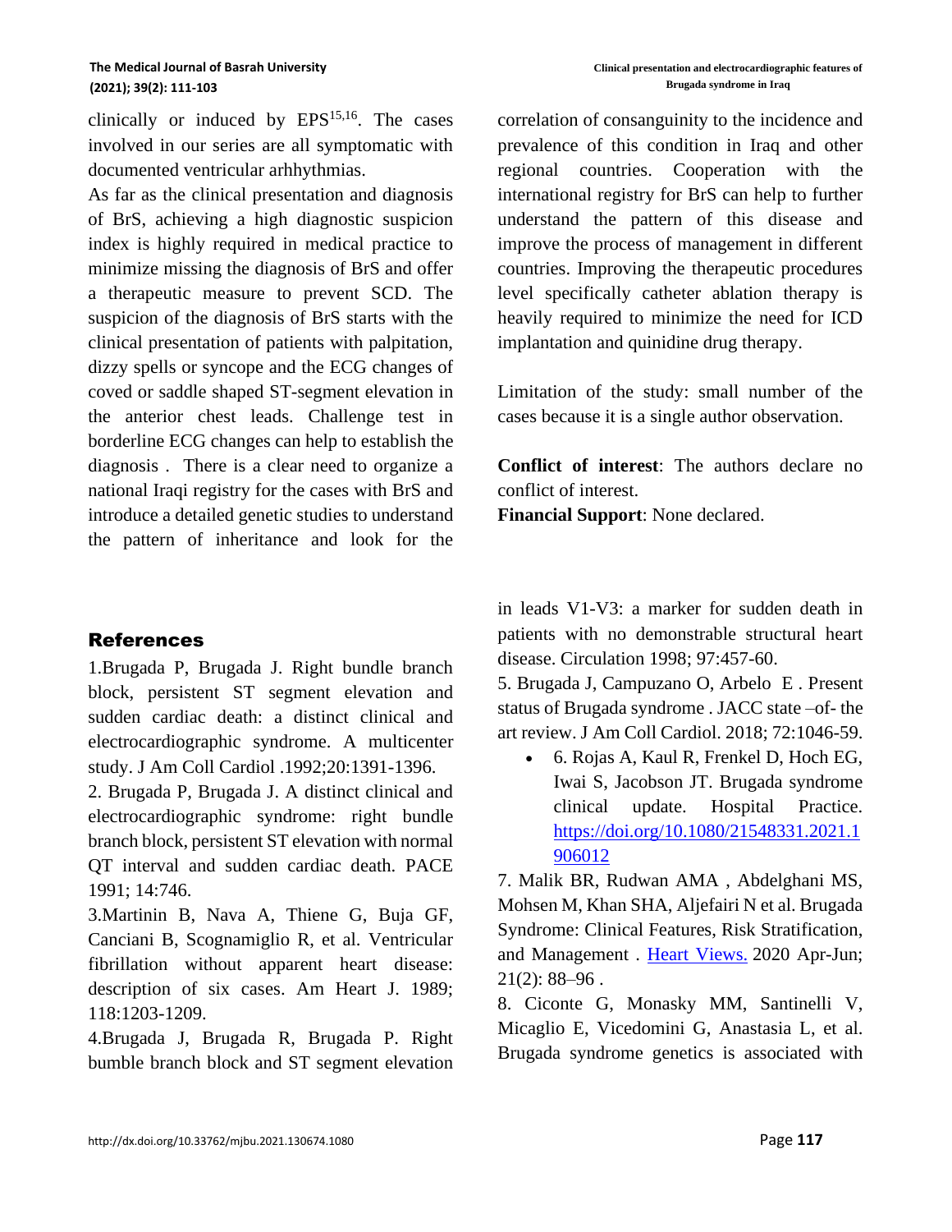clinically or induced by EPS[15,16]. The cases involved in our series are all symptomatic with documented ventricular arrhythmias.

As far as the clinical presentation and diagnosis of BrS, achieving a high diagnostic suspicion index is highly required in medical practice to minimize missing the diagnosis of BrS and offer a therapeutic measure to prevent SCD. The suspicion of the diagnosis of BrS starts with the clinical presentation of patients with palpitation, dizzy spells or syncope and the ECG changes of coved or saddle shaped ST-segment elevation in the anterior chest leads. Challenge test in borderline ECG changes can help to establish the diagnosis . There is a clear need to organize a national Iraqi registry for the cases with BrS and introduce a detailed genetic studies to understand the pattern of inheritance and look for the correlation of consanguinity to the incidence and prevalence of this condition in Iraq and other regional countries. Cooperation with the international registry for BrS can help to further understand the pattern of this disease and improve the process of management in different countries. Improving the therapeutic procedures level specifically catheter ablation therapy is heavily required to minimize the need for ICD implantation and quinidine drug therapy.

Limitation of the study: small number of the cases because it is a single author observation.

**Conflict of interest**: The authors declare no conflict of interest.

**Financial Support**: None declared.

## References

1.Brugada P, Brugada J. Right bundle branch block, persistent ST segment elevation and sudden cardiac death: a distinct clinical and electrocardiographic syndrome. A multicenter study. J Am Coll Cardiol .1992;20:1391-1396.

2. Brugada P, Brugada J. A distinct clinical and electrocardiographic syndrome: right bundle branch block, persistent ST elevation with normal QT interval and sudden cardiac death. PACE 1991; 14:746.

3.Martinin B, Nava A, Thiene G, Buja GF, Canciani B, Scognamiglio R, et al. Ventricular fibrillation without apparent heart disease: description of six cases. Am Heart J. 1989; 118:1203-1209.

4.Brugada J, Brugada R, Brugada P. Right bumble branch block and ST segment elevation in leads V1-V3: a marker for sudden death in patients with no demonstrable structural heart disease. Circulation 1998; 97:457-60.

5. Brugada J, Campuzano O, Arbelo E . Present status of Brugada syndrome . JACC state –of- the art review. J Am Coll Cardiol. 2018; 72:1046-59.

- 6. Rojas A, Kaul R, Frenkel D, Hoch EG, Iwai S, Jacobson JT. Brugada syndrome clinical update. Hospital Practice. https://doi.org/10.1080/21548331.2021.1906012

7. Malik BR, Rudwan AMA , Abdelghani MS, Mohsen M, Khan SHA, Aljefairi N et al. Brugada Syndrome: Clinical Features, Risk Stratification, and Management . Heart Views. 2020 Apr-Jun; 21(2): 88–96 .

8. Ciconte G, Monasky MM, Santinelli V, Micaglio E, Vicedomini G, Anastasia L, et al. Brugada syndrome genetics is associated with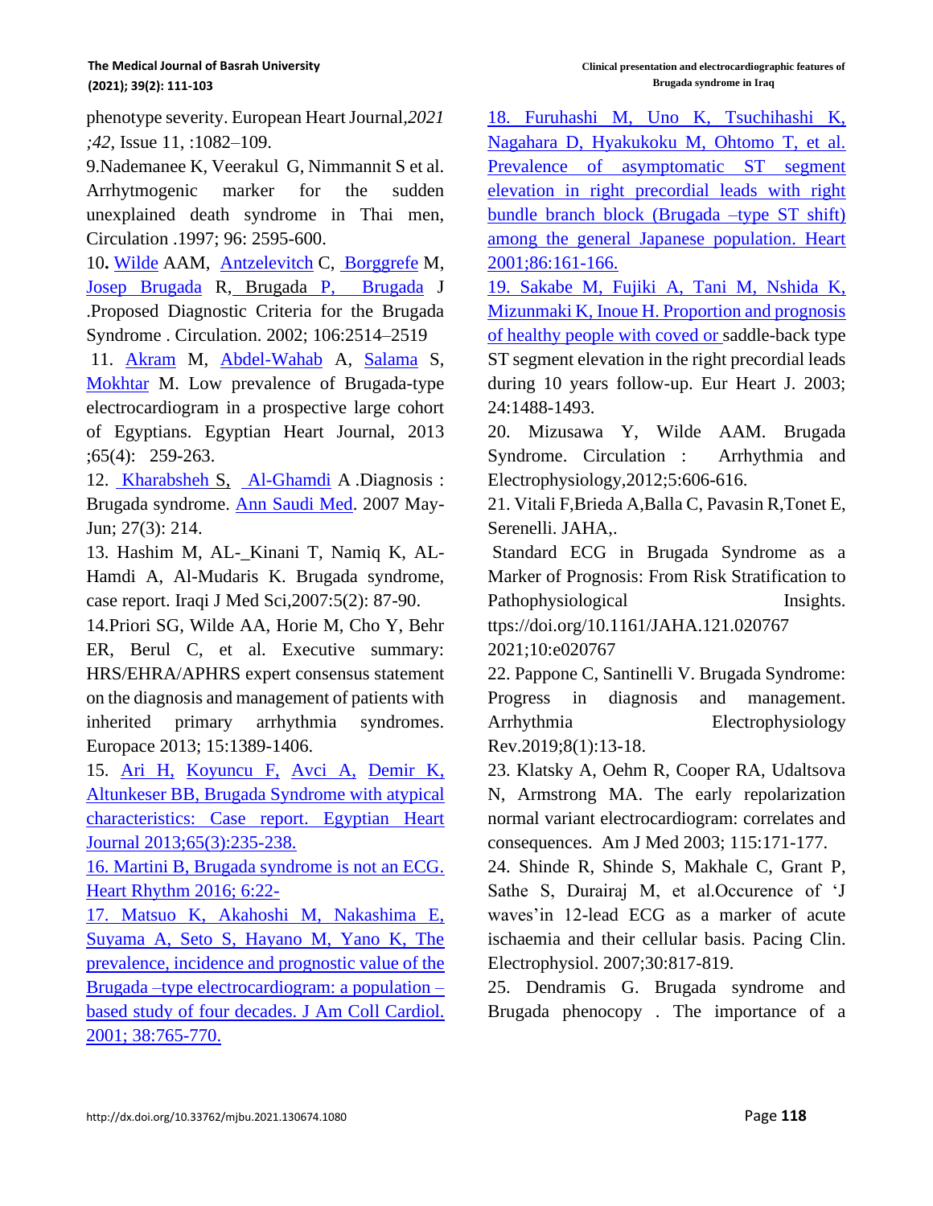phenotype severity. European Heart Journal,*2021 ;42*, Issue 11, :1082–109.

9.Nademanee K, Veerakul G, Nimmannit S et al. Arrhytmogenic marker for the sudden unexplained death syndrome in Thai men, Circulation .1997; 96: 2595-600.

10**.** Wilde AAM, Antzelevitch C, Borggrefe M, Josep Brugada R, Brugada P, Brugada J .Proposed Diagnostic Criteria for the Brugada Syndrome . Circulation. 2002; 106:2514–2519

11. Akram M, Abdel-Wahab A, Salama S, Mokhtar M. Low prevalence of Brugada-type electrocardiogram in a prospective large cohort of Egyptians. Egyptian Heart Journal, 2013 ;65(4): 259-263.

12. Kharabsheh S, Al-Ghamdi A .Diagnosis : Brugada syndrome. Ann Saudi Med. 2007 May-Jun; 27(3): 214.

13. Hashim M, AL-_Kinani T, Namiq K, AL-Hamdi A, Al-Mudaris K. Brugada syndrome, case report. Iraqi J Med Sci,2007:5(2): 87-90.

14.Priori SG, Wilde AA, Horie M, Cho Y, Behr ER, Berul C, et al. Executive summary: HRS/EHRA/APHRS expert consensus statement on the diagnosis and management of patients with inherited primary arrhythmia syndromes. Europace 2013; 15:1389-1406.

15. Ari H, Koyuncu F, Avci A, Demir K, Altunkeser BB, Brugada Syndrome with atypical characteristics: Case report. Egyptian Heart Journal 2013;65(3):235-238.

16. Martini B, Brugada syndrome is not an ECG. Heart Rhythm 2016; 6:22-

17. Matsuo K, Akahoshi M, Nakashima E, Suyama A, Seto S, Hayano M, Yano K, The prevalence, incidence and prognostic value of the Brugada –type electrocardiogram: a population –based study of four decades. J Am Coll Cardiol. 2001; 38:765-770.

18. Furuhashi M, Uno K, Tsuchihashi K, Nagahara D, Hyakukoku M, Ohtomo T, et al. Prevalence of asymptomatic ST segment elevation in right precordial leads with right bundle branch block (Brugada –type ST shift) among the general Japanese population. Heart 2001;86:161-166.

19. Sakabe M, Fujiki A, Tani M, Nshida K, Mizunmaki K, Inoue H. Proportion and prognosis of healthy people with coved or saddle-back type ST segment elevation in the right precordial leads during 10 years follow-up. Eur Heart J. 2003; 24:1488-1493.

20. Mizusawa Y, Wilde AAM. Brugada Syndrome. Circulation : Arrhythmia and Electrophysiology,2012;5:606-616.

21. Vitali F,Brieda A,Balla C, Pavasin R,Tonet E, Serenelli. JAHA,.

Standard ECG in Brugada Syndrome as a Marker of Prognosis: From Risk Stratification to Pathophysiological Insights. ttps://doi.org/10.1161/JAHA.121.020767 2021;10:e020767

22. Pappone C, Santinelli V. Brugada Syndrome: Progress in diagnosis and management. Arrhythmia Electrophysiology Rev.2019;8(1):13-18.

23. Klatsky A, Oehm R, Cooper RA, Udaltsova N, Armstrong MA. The early repolarization normal variant electrocardiogram: correlates and consequences. Am J Med 2003; 115:171-177.

24. Shinde R, Shinde S, Makhale C, Grant P, Sathe S, Durairaj M, et al.Occurence of 'J waves'in 12-lead ECG as a marker of acute ischaemia and their cellular basis. Pacing Clin. Electrophysiol. 2007;30:817-819.

25. Dendramis G. Brugada syndrome and Brugada phenocopy . The importance of a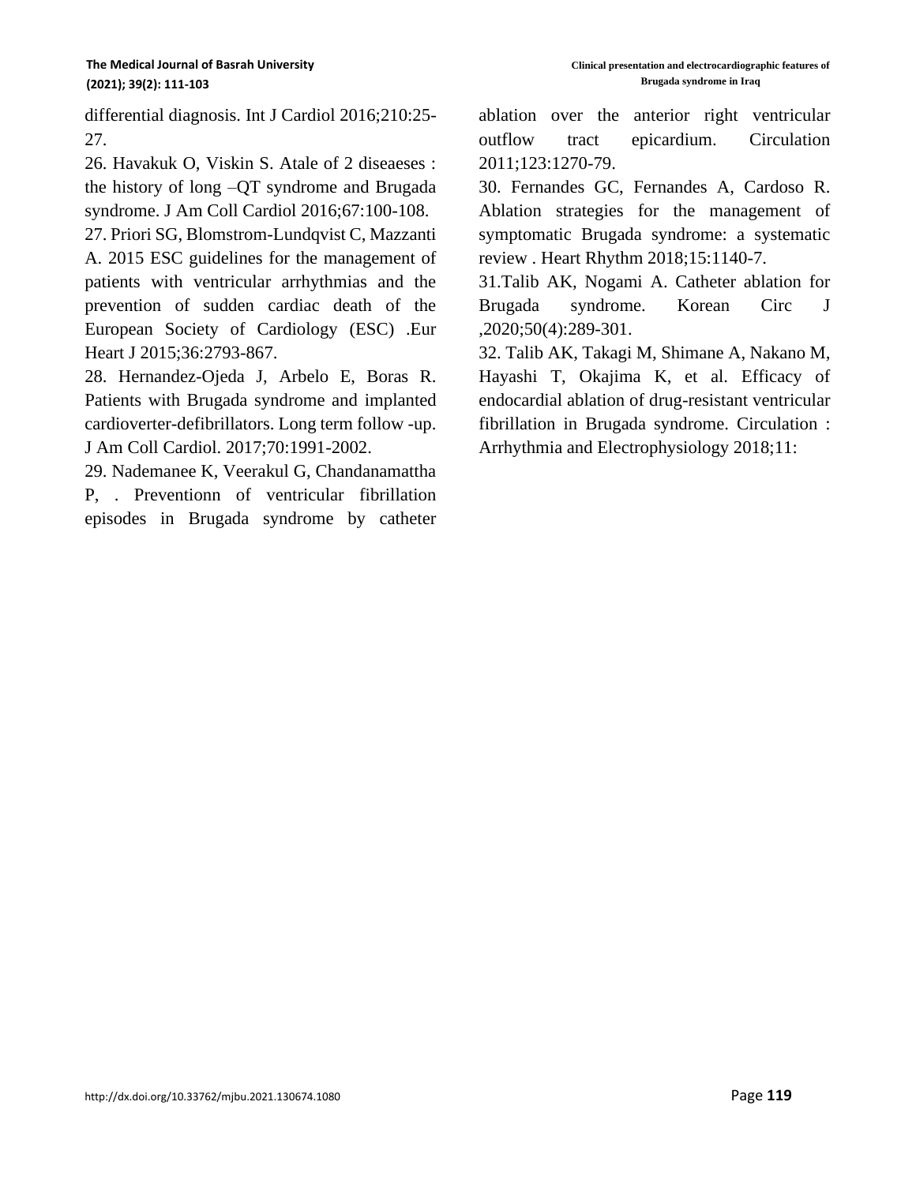differential diagnosis. Int J Cardiol 2016;210:25-27.

26. Havakuk O, Viskin S. Atale of 2 diseaeses : the history of long –QT syndrome and Brugada syndrome. J Am Coll Cardiol 2016;67:100-108.

27. Priori SG, Blomstrom-Lundqvist C, Mazzanti A. 2015 ESC guidelines for the management of patients with ventricular arrhythmias and the prevention of sudden cardiac death of the European Society of Cardiology (ESC) .Eur Heart J 2015;36:2793-867.

28. Hernandez-Ojeda J, Arbelo E, Boras R. Patients with Brugada syndrome and implanted cardioverter-defibrillators. Long term follow -up. J Am Coll Cardiol. 2017;70:1991-2002.

29. Nademanee K, Veerakul G, Chandanamattha P, . Preventionn of ventricular fibrillation episodes in Brugada syndrome by catheter ablation over the anterior right ventricular outflow tract epicardium. Circulation 2011;123:1270-79.

30. Fernandes GC, Fernandes A, Cardoso R. Ablation strategies for the management of symptomatic Brugada syndrome: a systematic review . Heart Rhythm 2018;15:1140-7.

31.Talib AK, Nogami A. Catheter ablation for Brugada syndrome. Korean Circ J ,2020;50(4):289-301.

32. Talib AK, Takagi M, Shimane A, Nakano M, Hayashi T, Okajima K, et al. Efficacy of endocardial ablation of drug-resistant ventricular fibrillation in Brugada syndrome. Circulation : Arrhythmia and Electrophysiology 2018;11: